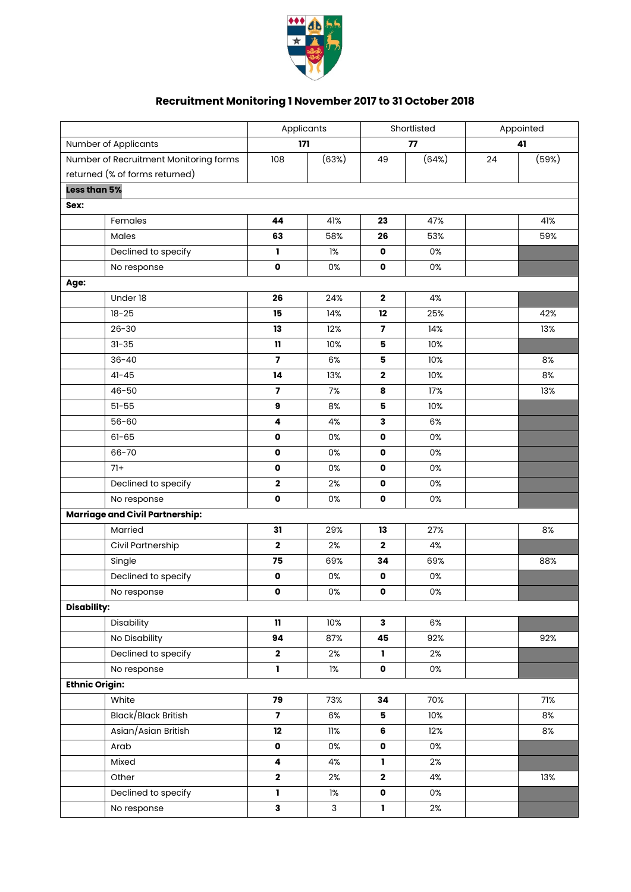# Recruitment Monitoring 1 November 2017 to 31 October 2018

| | | Applicants | | Shortlisted | | Appointed | |
|---|---|---|---|---|---|---|---|
| Number of Applicants | | **171** | | **77** | | **41** | |
| Number of Recruitment Monitoring forms returned (% of forms returned) | | 108 | (63%) | 49 | (64%) | 24 | (59%) |
| **Less than 5%** | | | | | | | |
| **Sex:** | | | | | | | |
| | Females | **44** | 41% | **23** | 47% | | 41% |
| | Males | **63** | 58% | **26** | 53% | | 59% |
| | Declined to specify | **1** | 1% | **0** | 0% | | |
| | No response | **0** | 0% | **0** | 0% | | |
| **Age:** | | | | | | | |
| | Under 18 | **26** | 24% | **2** | 4% | | |
| | 18-25 | **15** | 14% | **12** | 25% | | 42% |
| | 26-30 | **13** | 12% | **7** | 14% | | 13% |
| | 31-35 | **11** | 10% | **5** | 10% | | |
| | 36-40 | **7** | 6% | **5** | 10% | | 8% |
| | 41-45 | **14** | 13% | **2** | 10% | | 8% |
| | 46-50 | **7** | 7% | **8** | 17% | | 13% |
| | 51-55 | **9** | 8% | **5** | 10% | | |
| | 56-60 | **4** | 4% | **3** | 6% | | |
| | 61-65 | **0** | 0% | **0** | 0% | | |
| | 66-70 | **0** | 0% | **0** | 0% | | |
| | 71+ | **0** | 0% | **0** | 0% | | |
| | Declined to specify | **2** | 2% | **0** | 0% | | |
| | No response | **0** | 0% | **0** | 0% | | |
| **Marriage and Civil Partnership:** | | | | | | | |
| | Married | **31** | 29% | **13** | 27% | | 8% |
| | Civil Partnership | **2** | 2% | **2** | 4% | | |
| | Single | **75** | 69% | **34** | 69% | | 88% |
| | Declined to specify | **0** | 0% | **0** | 0% | | |
| | No response | **0** | 0% | **0** | 0% | | |
| **Disability:** | | | | | | | |
| | Disability | **11** | 10% | **3** | 6% | | |
| | No Disability | **94** | 87% | **45** | 92% | | 92% |
| | Declined to specify | **2** | 2% | **1** | 2% | | |
| | No response | **1** | 1% | **0** | 0% | | |
| **Ethnic Origin:** | | | | | | | |
| | White | **79** | 73% | **34** | 70% | | 71% |
| | Black/Black British | **7** | 6% | **5** | 10% | | 8% |
| | Asian/Asian British | **12** | 11% | **6** | 12% | | 8% |
| | Arab | **0** | 0% | **0** | 0% | | |
| | Mixed | **4** | 4% | **1** | 2% | | |
| | Other | **2** | 2% | **2** | 4% | | 13% |
| | Declined to specify | **1** | 1% | **0** | 0% | | |
| | No response | **3** | 3 | **1** | 2% | | |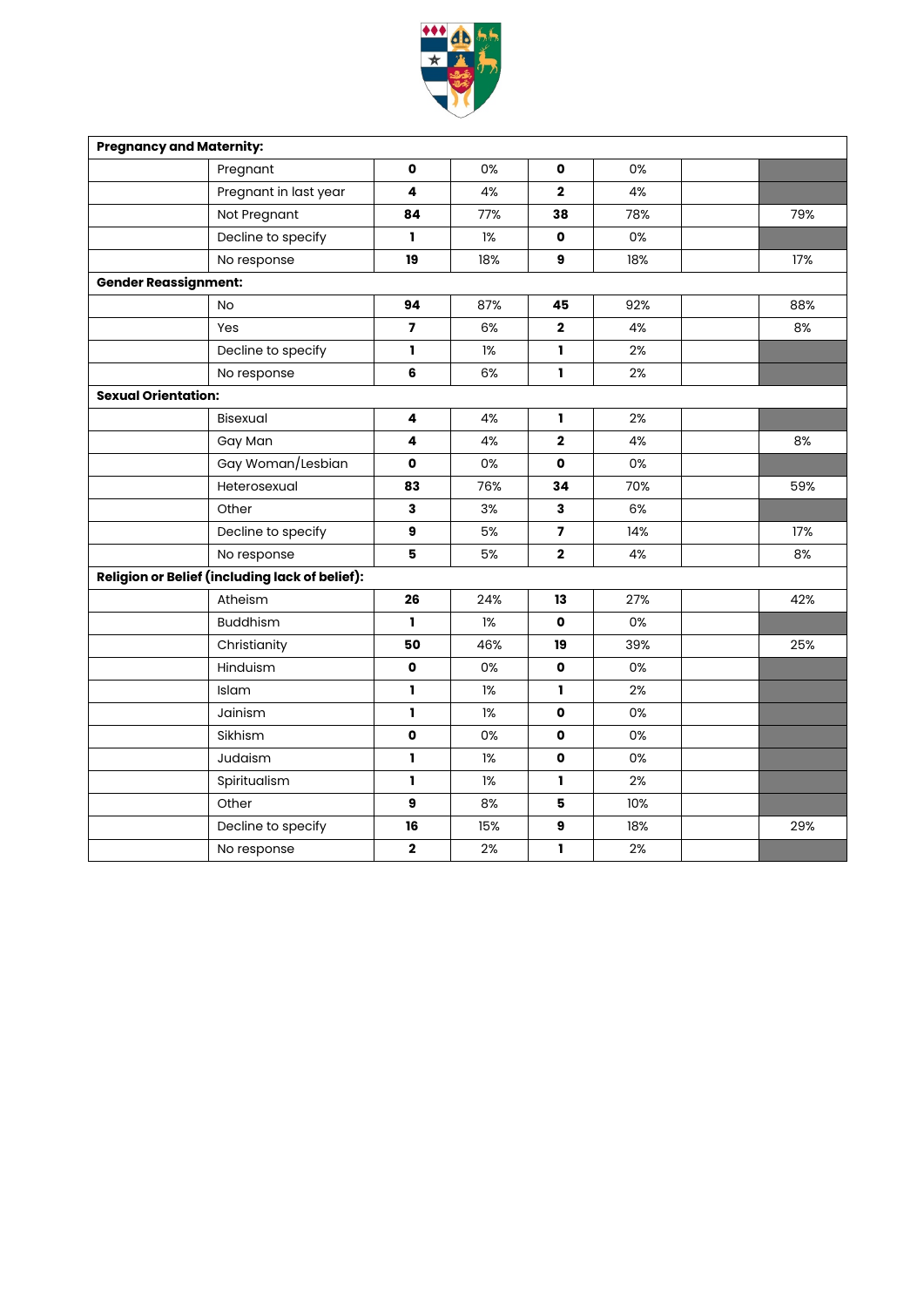| | | | | | | | |
|---|---|---|---|---|---|---|---|
| **Pregnancy and Maternity:** | | | | | | | |
| | Pregnant | **0** | 0% | **0** | 0% | | |
| | Pregnant in last year | **4** | 4% | **2** | 4% | | |
| | Not Pregnant | **84** | 77% | **38** | 78% | | 79% |
| | Decline to specify | **1** | 1% | **0** | 0% | | |
| | No response | **19** | 18% | **9** | 18% | | 17% |
| **Gender Reassignment:** | | | | | | | |
| | No | **94** | 87% | **45** | 92% | | 88% |
| | Yes | **7** | 6% | **2** | 4% | | 8% |
| | Decline to specify | **1** | 1% | **1** | 2% | | |
| | No response | **6** | 6% | **1** | 2% | | |
| **Sexual Orientation:** | | | | | | | |
| | Bisexual | **4** | 4% | **1** | 2% | | |
| | Gay Man | **4** | 4% | **2** | 4% | | 8% |
| | Gay Woman/Lesbian | **0** | 0% | **0** | 0% | | |
| | Heterosexual | **83** | 76% | **34** | 70% | | 59% |
| | Other | **3** | 3% | **3** | 6% | | |
| | Decline to specify | **9** | 5% | **7** | 14% | | 17% |
| | No response | **5** | 5% | **2** | 4% | | 8% |
| **Religion or Belief (including lack of belief):** | | | | | | | |
| | Atheism | **26** | 24% | **13** | 27% | | 42% |
| | Buddhism | **1** | 1% | **0** | 0% | | |
| | Christianity | **50** | 46% | **19** | 39% | | 25% |
| | Hinduism | **0** | 0% | **0** | 0% | | |
| | Islam | **1** | 1% | **1** | 2% | | |
| | Jainism | **1** | 1% | **0** | 0% | | |
| | Sikhism | **0** | 0% | **0** | 0% | | |
| | Judaism | **1** | 1% | **0** | 0% | | |
| | Spiritualism | **1** | 1% | **1** | 2% | | |
| | Other | **9** | 8% | **5** | 10% | | |
| | Decline to specify | **16** | 15% | **9** | 18% | | 29% |
| | No response | **2** | 2% | **1** | 2% | | |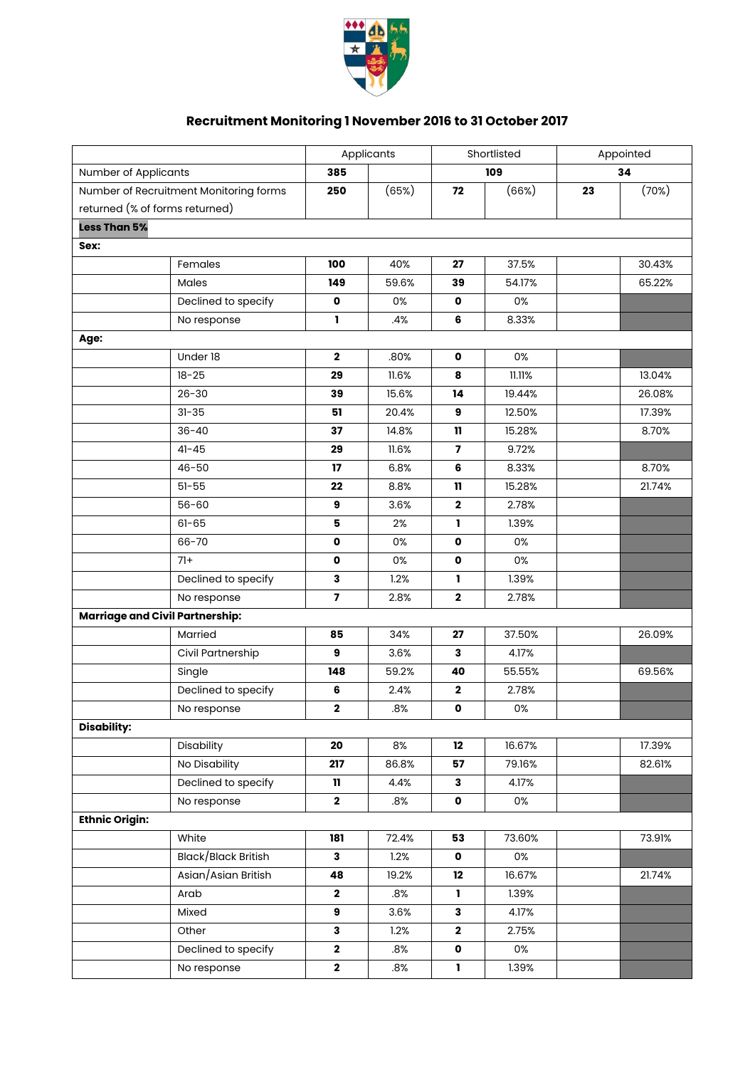# Recruitment Monitoring 1 November 2016 to 31 October 2017

| | | Applicants | | Shortlisted | | Appointed | |
|---|---|---|---|---|---|---|---|
| Number of Applicants | | **385** | | **109** | | **34** | |
| Number of Recruitment Monitoring forms returned (% of forms returned) | | **250** | (65%) | **72** | (66%) | **23** | (70%) |
| **Less Than 5%** | | | | | | | |
| **Sex:** | | | | | | | |
| | Females | **100** | 40% | **27** | 37.5% | | 30.43% |
| | Males | **149** | 59.6% | **39** | 54.17% | | 65.22% |
| | Declined to specify | **0** | 0% | **0** | 0% | | |
| | No response | **1** | .4% | **6** | 8.33% | | |
| **Age:** | | | | | | | |
| | Under 18 | **2** | .80% | **0** | 0% | | |
| | 18-25 | **29** | 11.6% | **8** | 11.11% | | 13.04% |
| | 26-30 | **39** | 15.6% | **14** | 19.44% | | 26.08% |
| | 31-35 | **51** | 20.4% | **9** | 12.50% | | 17.39% |
| | 36-40 | **37** | 14.8% | **11** | 15.28% | | 8.70% |
| | 41-45 | **29** | 11.6% | **7** | 9.72% | | |
| | 46-50 | **17** | 6.8% | **6** | 8.33% | | 8.70% |
| | 51-55 | **22** | 8.8% | **11** | 15.28% | | 21.74% |
| | 56-60 | **9** | 3.6% | **2** | 2.78% | | |
| | 61-65 | **5** | 2% | **1** | 1.39% | | |
| | 66-70 | **0** | 0% | **0** | 0% | | |
| | 71+ | **0** | 0% | **0** | 0% | | |
| | Declined to specify | **3** | 1.2% | **1** | 1.39% | | |
| | No response | **7** | 2.8% | **2** | 2.78% | | |
| **Marriage and Civil Partnership:** | | | | | | | |
| | Married | **85** | 34% | **27** | 37.50% | | 26.09% |
| | Civil Partnership | **9** | 3.6% | **3** | 4.17% | | |
| | Single | **148** | 59.2% | **40** | 55.55% | | 69.56% |
| | Declined to specify | **6** | 2.4% | **2** | 2.78% | | |
| | No response | **2** | .8% | **0** | 0% | | |
| **Disability:** | | | | | | | |
| | Disability | **20** | 8% | **12** | 16.67% | | 17.39% |
| | No Disability | **217** | 86.8% | **57** | 79.16% | | 82.61% |
| | Declined to specify | **11** | 4.4% | **3** | 4.17% | | |
| | No response | **2** | .8% | **0** | 0% | | |
| **Ethnic Origin:** | | | | | | | |
| | White | **181** | 72.4% | **53** | 73.60% | | 73.91% |
| | Black/Black British | **3** | 1.2% | **0** | 0% | | |
| | Asian/Asian British | **48** | 19.2% | **12** | 16.67% | | 21.74% |
| | Arab | **2** | .8% | **1** | 1.39% | | |
| | Mixed | **9** | 3.6% | **3** | 4.17% | | |
| | Other | **3** | 1.2% | **2** | 2.75% | | |
| | Declined to specify | **2** | .8% | **0** | 0% | | |
| | No response | **2** | .8% | **1** | 1.39% | | |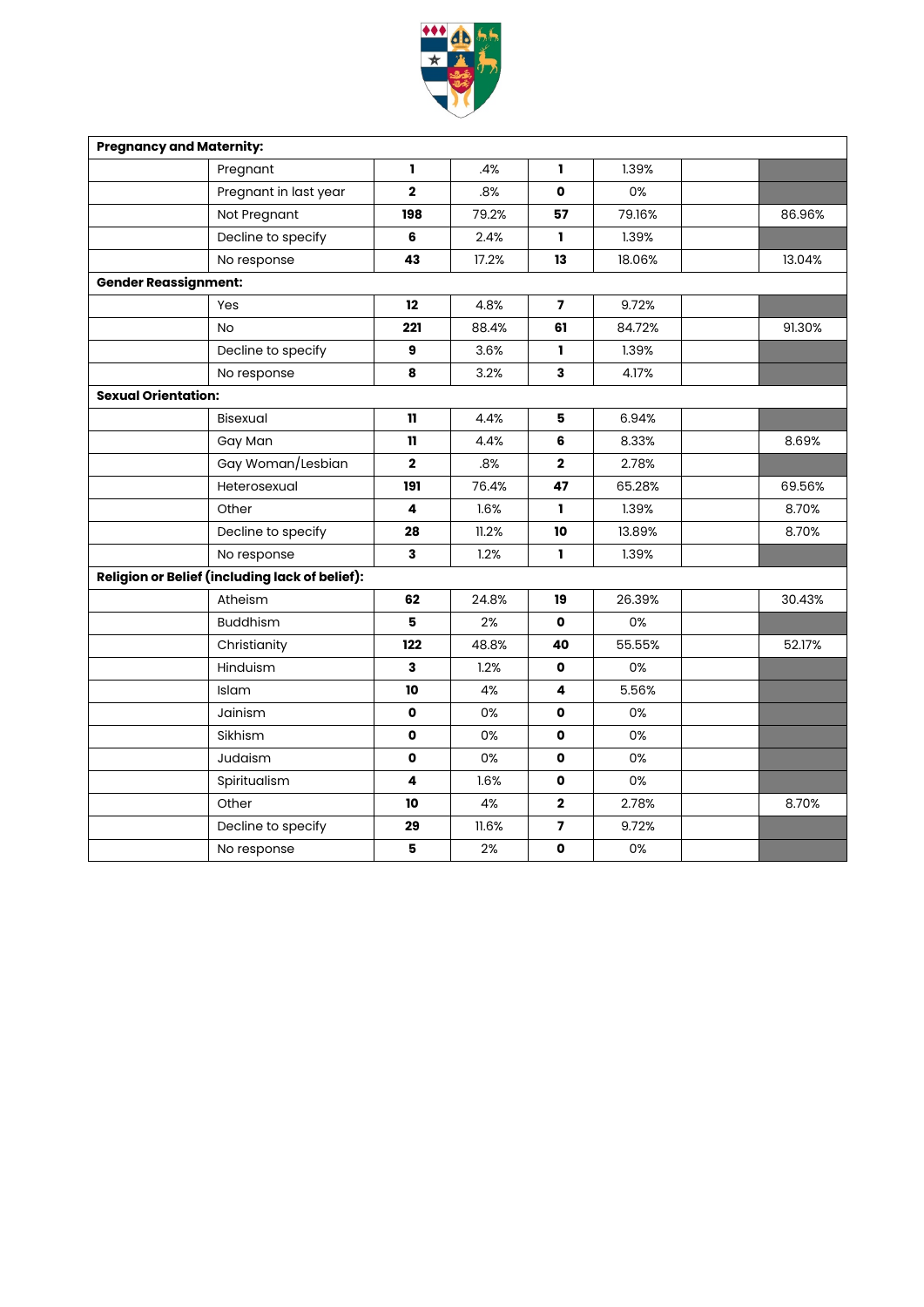| | | | | | | | |
|---|---|---|---|---|---|---|---|
| **Pregnancy and Maternity:** | | | | | | | |
| | Pregnant | **1** | .4% | **1** | 1.39% | | |
| | Pregnant in last year | **2** | .8% | **0** | 0% | | |
| | Not Pregnant | **198** | 79.2% | **57** | 79.16% | | 86.96% |
| | Decline to specify | **6** | 2.4% | **1** | 1.39% | | |
| | No response | **43** | 17.2% | **13** | 18.06% | | 13.04% |
| **Gender Reassignment:** | | | | | | | |
| | Yes | **12** | 4.8% | **7** | 9.72% | | |
| | No | **221** | 88.4% | **61** | 84.72% | | 91.30% |
| | Decline to specify | **9** | 3.6% | **1** | 1.39% | | |
| | No response | **8** | 3.2% | **3** | 4.17% | | |
| **Sexual Orientation:** | | | | | | | |
| | Bisexual | **11** | 4.4% | **5** | 6.94% | | |
| | Gay Man | **11** | 4.4% | **6** | 8.33% | | 8.69% |
| | Gay Woman/Lesbian | **2** | .8% | **2** | 2.78% | | |
| | Heterosexual | **191** | 76.4% | **47** | 65.28% | | 69.56% |
| | Other | **4** | 1.6% | **1** | 1.39% | | 8.70% |
| | Decline to specify | **28** | 11.2% | **10** | 13.89% | | 8.70% |
| | No response | **3** | 1.2% | **1** | 1.39% | | |
| **Religion or Belief (including lack of belief):** | | | | | | | |
| | Atheism | **62** | 24.8% | **19** | 26.39% | | 30.43% |
| | Buddhism | **5** | 2% | **0** | 0% | | |
| | Christianity | **122** | 48.8% | **40** | 55.55% | | 52.17% |
| | Hinduism | **3** | 1.2% | **0** | 0% | | |
| | Islam | **10** | 4% | **4** | 5.56% | | |
| | Jainism | **0** | 0% | **0** | 0% | | |
| | Sikhism | **0** | 0% | **0** | 0% | | |
| | Judaism | **0** | 0% | **0** | 0% | | |
| | Spiritualism | **4** | 1.6% | **0** | 0% | | |
| | Other | **10** | 4% | **2** | 2.78% | | 8.70% |
| | Decline to specify | **29** | 11.6% | **7** | 9.72% | | |
| | No response | **5** | 2% | **0** | 0% | | |